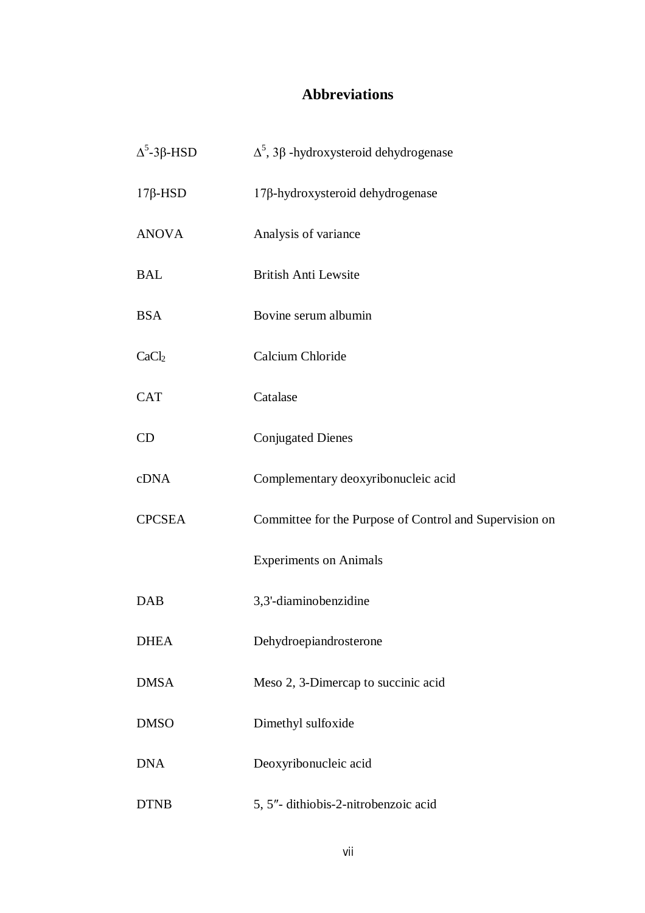# Abbreviations

| | |
|---|---|
| $\Delta^5$-3β-HSD | $\Delta^5$, 3β -hydroxysteroid dehydrogenase |
| 17β-HSD | 17β-hydroxysteroid dehydrogenase |
| ANOVA | Analysis of variance |
| BAL | British Anti Lewsite |
| BSA | Bovine serum albumin |
| $CaCl_2$ | Calcium Chloride |
| CAT | Catalase |
| CD | Conjugated Dienes |
| cDNA | Complementary deoxyribonucleic acid |
| CPCSEA | Committee for the Purpose of Control and Supervision on Experiments on Animals |
| DAB | 3,3'-diaminobenzidine |
| DHEA | Dehydroepiandrosterone |
| DMSA | Meso 2, 3-Dimercap to succinic acid |
| DMSO | Dimethyl sulfoxide |
| DNA | Deoxyribonucleic acid |
| DTNB | 5, 5″- dithiobis-2-nitrobenzoic acid |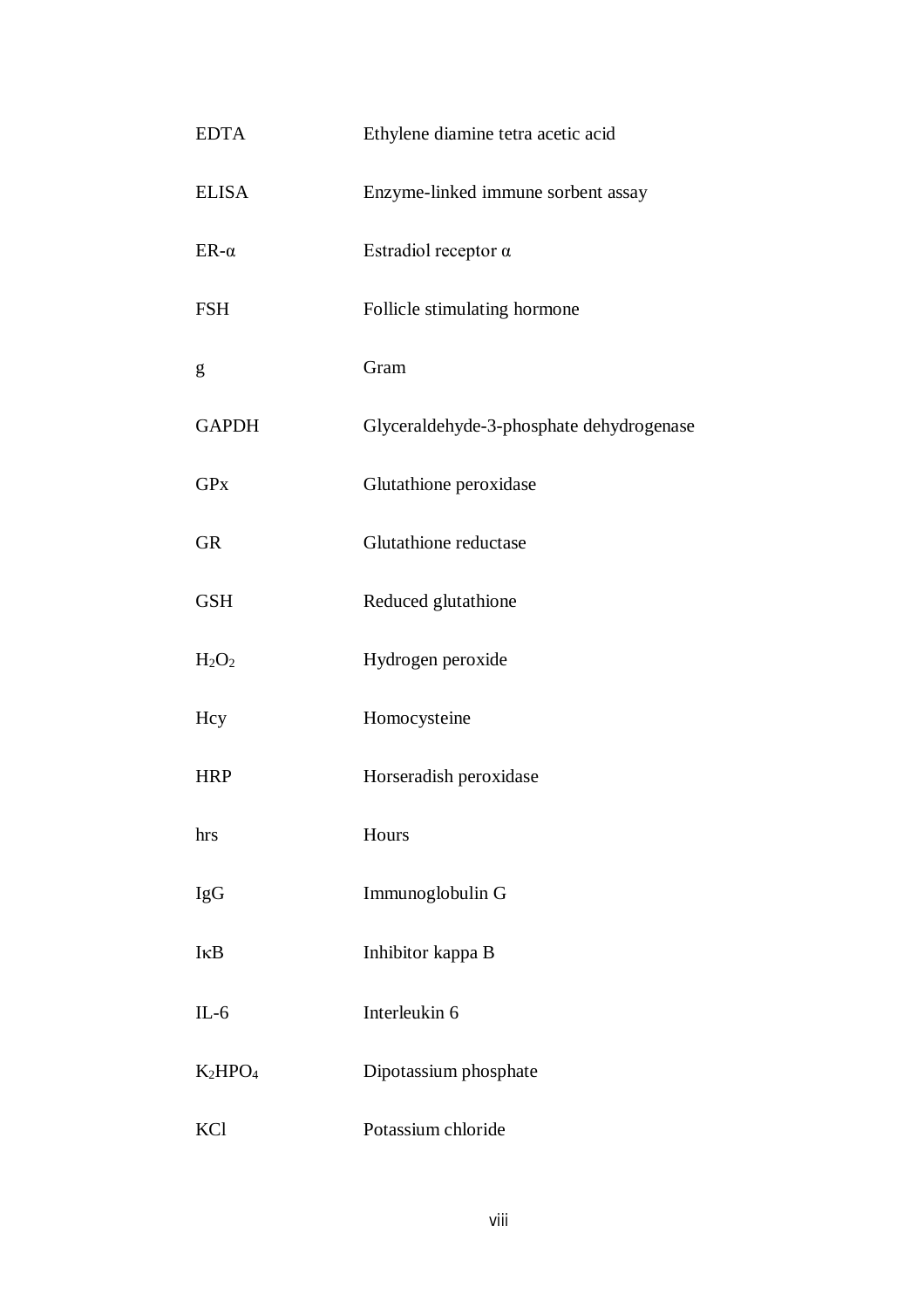| | |
|---|---|
| EDTA | Ethylene diamine tetra acetic acid |
| ELISA | Enzyme-linked immune sorbent assay |
| ER-α | Estradiol receptor α |
| FSH | Follicle stimulating hormone |
| g | Gram |
| GAPDH | Glyceraldehyde-3-phosphate dehydrogenase |
| GPx | Glutathione peroxidase |
| GR | Glutathione reductase |
| GSH | Reduced glutathione |
| $H_2O_2$ | Hydrogen peroxide |
| Hcy | Homocysteine |
| HRP | Horseradish peroxidase |
| hrs | Hours |
| IgG | Immunoglobulin G |
| IκB | Inhibitor kappa B |
| IL-6 | Interleukin 6 |
| $K_2HPO_4$ | Dipotassium phosphate |
| KCl | Potassium chloride |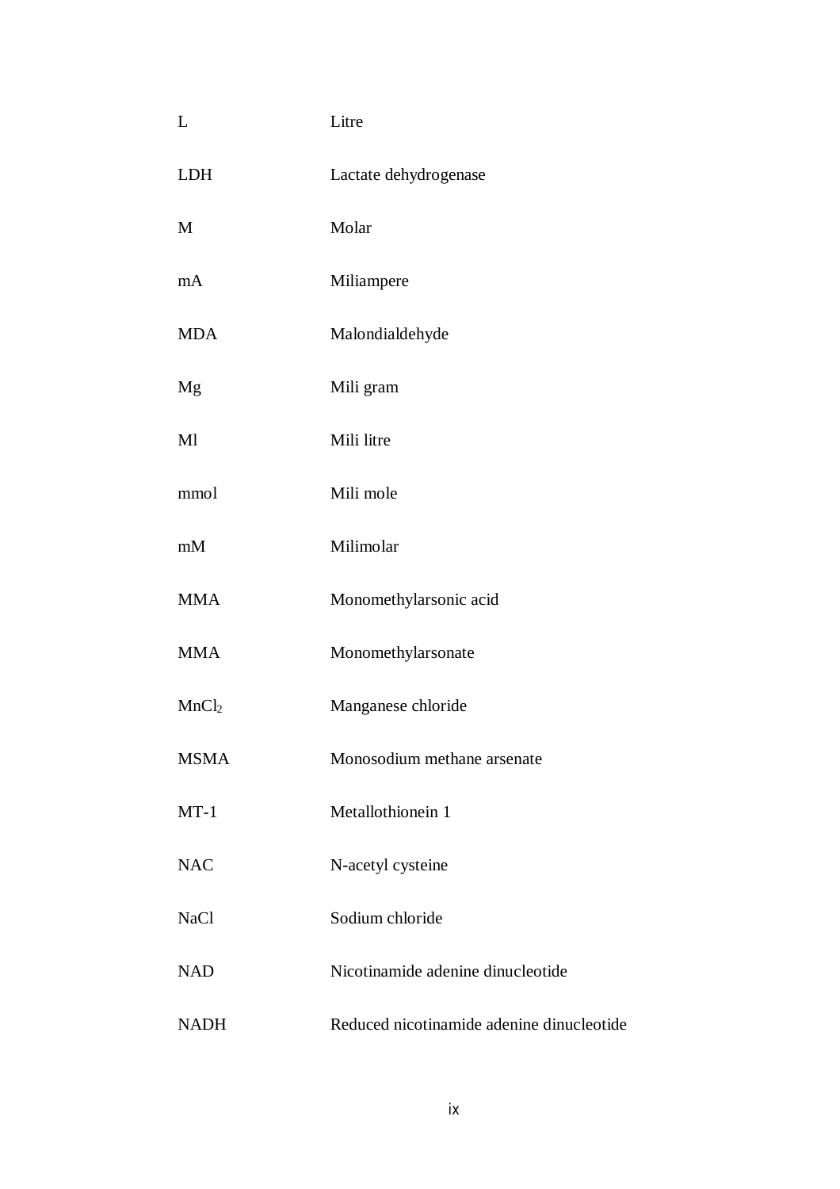| | |
|---|---|
| L | Litre |
| LDH | Lactate dehydrogenase |
| M | Molar |
| mA | Miliampere |
| MDA | Malondialdehyde |
| Mg | Mili gram |
| Ml | Mili litre |
| mmol | Mili mole |
| mM | Milimolar |
| MMA | Monomethylarsonic acid |
| MMA | Monomethylarsonate |
| $MnCl_2$ | Manganese chloride |
| MSMA | Monosodium methane arsenate |
| MT-1 | Metallothionein 1 |
| NAC | N-acetyl cysteine |
| NaCl | Sodium chloride |
| NAD | Nicotinamide adenine dinucleotide |
| NADH | Reduced nicotinamide adenine dinucleotide |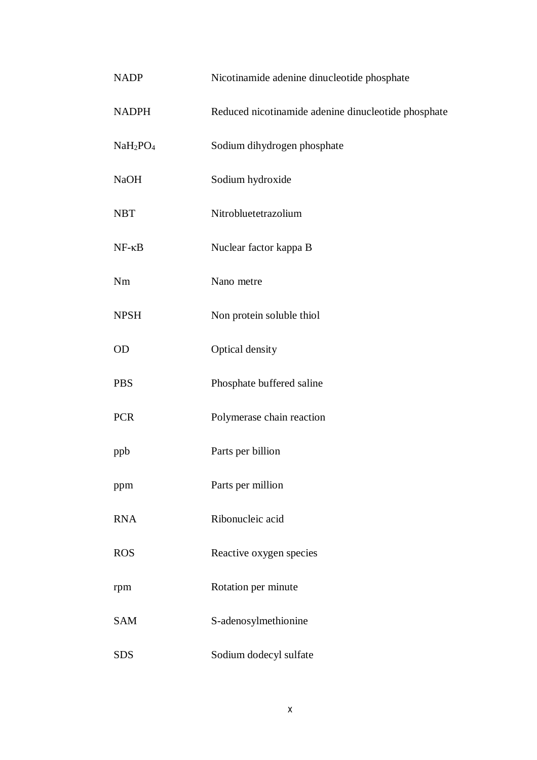| | |
|---|---|
| NADP | Nicotinamide adenine dinucleotide phosphate |
| NADPH | Reduced nicotinamide adenine dinucleotide phosphate |
| $NaH_2PO_4$ | Sodium dihydrogen phosphate |
| NaOH | Sodium hydroxide |
| NBT | Nitrobluetetrazolium |
| NF-κB | Nuclear factor kappa B |
| Nm | Nano metre |
| NPSH | Non protein soluble thiol |
| OD | Optical density |
| PBS | Phosphate buffered saline |
| PCR | Polymerase chain reaction |
| ppb | Parts per billion |
| ppm | Parts per million |
| RNA | Ribonucleic acid |
| ROS | Reactive oxygen species |
| rpm | Rotation per minute |
| SAM | S-adenosylmethionine |
| SDS | Sodium dodecyl sulfate |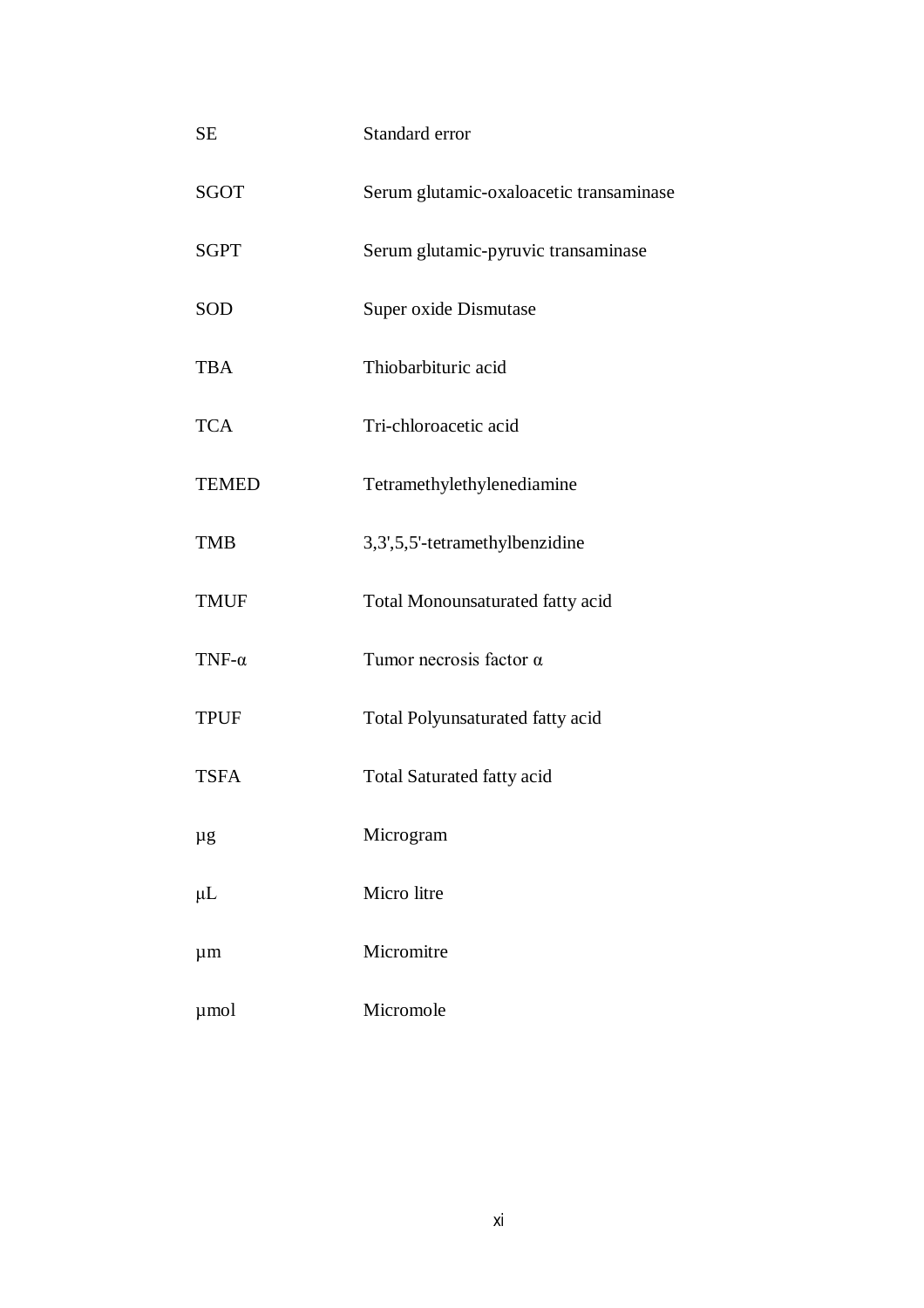| | |
|---|---|
| SE | Standard error |
| SGOT | Serum glutamic-oxaloacetic transaminase |
| SGPT | Serum glutamic-pyruvic transaminase |
| SOD | Super oxide Dismutase |
| TBA | Thiobarbituric acid |
| TCA | Tri-chloroacetic acid |
| TEMED | Tetramethylethylenediamine |
| TMB | 3,3',5,5'-tetramethylbenzidine |
| TMUF | Total Monounsaturated fatty acid |
| TNF-α | Tumor necrosis factor α |
| TPUF | Total Polyunsaturated fatty acid |
| TSFA | Total Saturated fatty acid |
| µg | Microgram |
| µL | Micro litre |
| µm | Micromitre |
| µmol | Micromole |